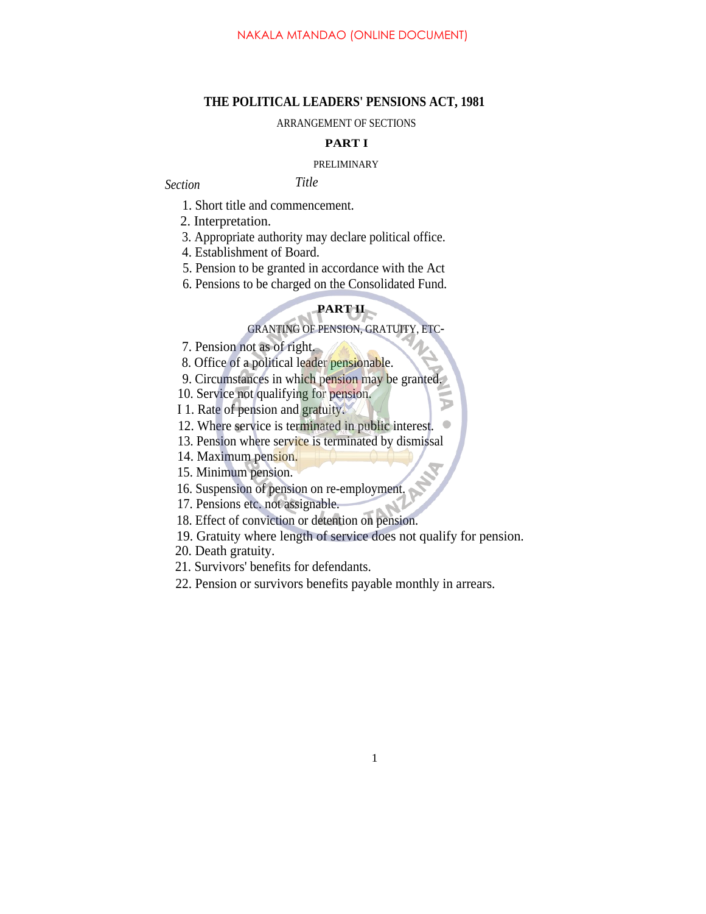NAKALA MTANDAO (ONLINE DOCUMENT)

# THE POLITICAL LEADERS' PENSIONS ACT, 1981

ARRANGEMENT OF SECTIONS

## PART I

PRELIMINARY

*Section* *Title*

1. Short title and commencement.
2. Interpretation.
3. Appropriate authority may declare political office.
4. Establishment of Board.
5. Pension to be granted in accordance with the Act
6. Pensions to be charged on the Consolidated Fund.

## PART II

GRANTING OF PENSION, GRATUITY, ETC-

7. Pension not as of right.
8. Office of a political leader pensionable.
9. Circumstances in which pension may be granted.
10. Service not qualifying for pension.
I 1. Rate of pension and gratuity.
12. Where service is terminated in public interest.
13. Pension where service is terminated by dismissal
14. Maximum pension.
15. Minimum pension.
16. Suspension of pension on re-employment.
17. Pensions etc. not assignable.
18. Effect of conviction or detention on pension.
19. Gratuity where length of service does not qualify for pension.
20. Death gratuity.
21. Survivors' benefits for defendants.
22. Pension or survivors benefits payable monthly in arrears.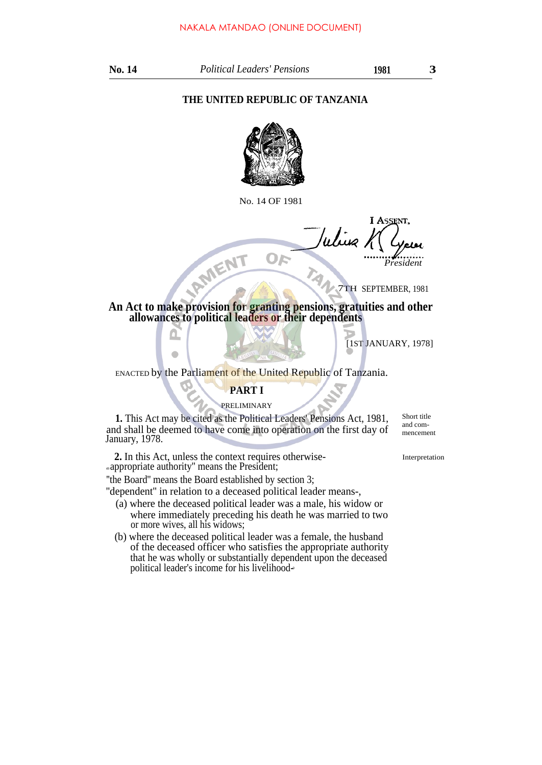**THE UNITED REPUBLIC OF TANZANIA**

No. 14 OF 1981

I ASSENT,

Julius K. Nyerere
*President*

7TH SEPTEMBER, 1981

**An Act to make provision for granting pensions, gratuities and other allowances to political leaders or their dependents**

[1ST JANUARY, 1978]

ENACTED by the Parliament of the United Republic of Tanzania.

**PART I**

PRELIMINARY

Short title and commencement

**1.** This Act may be cited as the Political Leaders' Pensions Act, 1981, and shall be deemed to have come into operation on the first day of January, 1978.

Interpretation

**2.** In this Act, unless the context requires otherwise-

"appropriate authority" means the President;

"the Board" means the Board established by section 3;

"dependent" in relation to a deceased political leader means-,

(a) where the deceased political leader was a male, his widow or where immediately preceding his death he was married to two or more wives, all his widows;

(b) where the deceased political leader was a female, the husband of the deceased officer who satisfies the appropriate authority that he was wholly or substantially dependent upon the deceased political leader's income for his livelihood"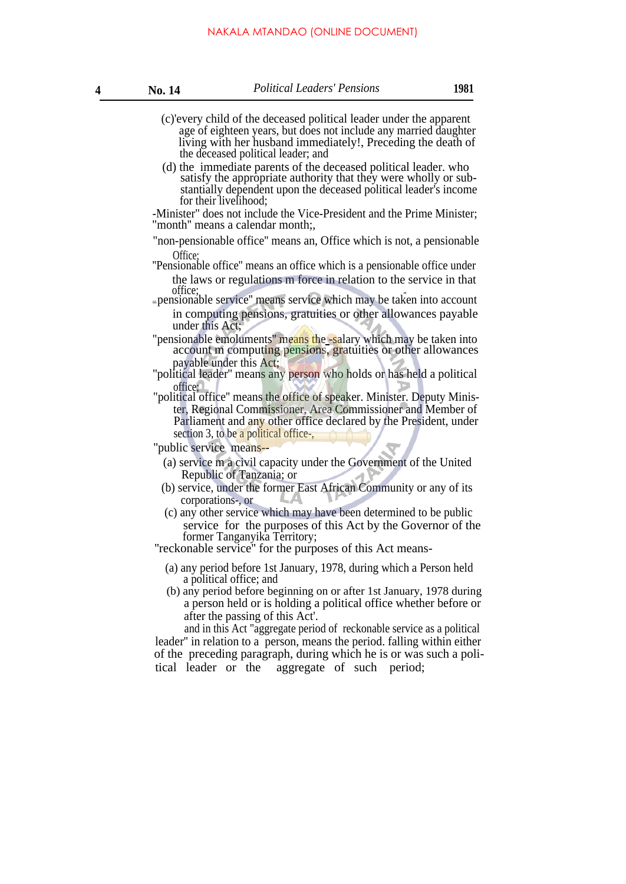(c)'every child of the deceased political leader under the apparent age of eighteen years, but does not include any married daughter living with her husband immediately!, Preceding the death of the deceased political leader; and

(d) the immediate parents of the deceased political leader. who satisfy the appropriate authority that they were wholly or substantially dependent upon the deceased political leader's income for their livelihood;

-Minister" does not include the Vice-President and the Prime Minister;

"month" means a calendar month;,

"non-pensionable office" means an, Office which is not, a pensionable Office;

"Pensionable office" means an office which is a pensionable office under the laws or regulations m force in relation to the service in that office;

"pensionable service" means service which may be taken into account in computing pensions, gratuities or other allowances payable under this Act;

"pensionable emoluments" means the -salary which may be taken into account m computing pensions, gratuities or other allowances payable under this Act;

"political leader" means any person who holds or has held a political office;

"political office" means the office of speaker. Minister. Deputy Minister, Regional Commissioner, Area Commissioner and Member of Parliament and any other office declared by the President, under section 3, to be a political office-,

"public service means--

(a) service m a civil capacity under the Government of the United Republic of Tanzania; or

(b) service, under the former East African Community or any of its corporations-, or

(c) any other service which may have been determined to be public service for the purposes of this Act by the Governor of the former Tanganyika Territory;

"reckonable service" for the purposes of this Act means-

(a) any period before 1st January, 1978, during which a Person held a political office; and

(b) any period before beginning on or after 1st January, 1978 during a person held or is holding a political office whether before or after the passing of this Act'.

and in this Act "aggregate period of reckonable service as a political leader" in relation to a person, means the period. falling within either of the preceding paragraph, during which he is or was such a political leader or the aggregate of such period;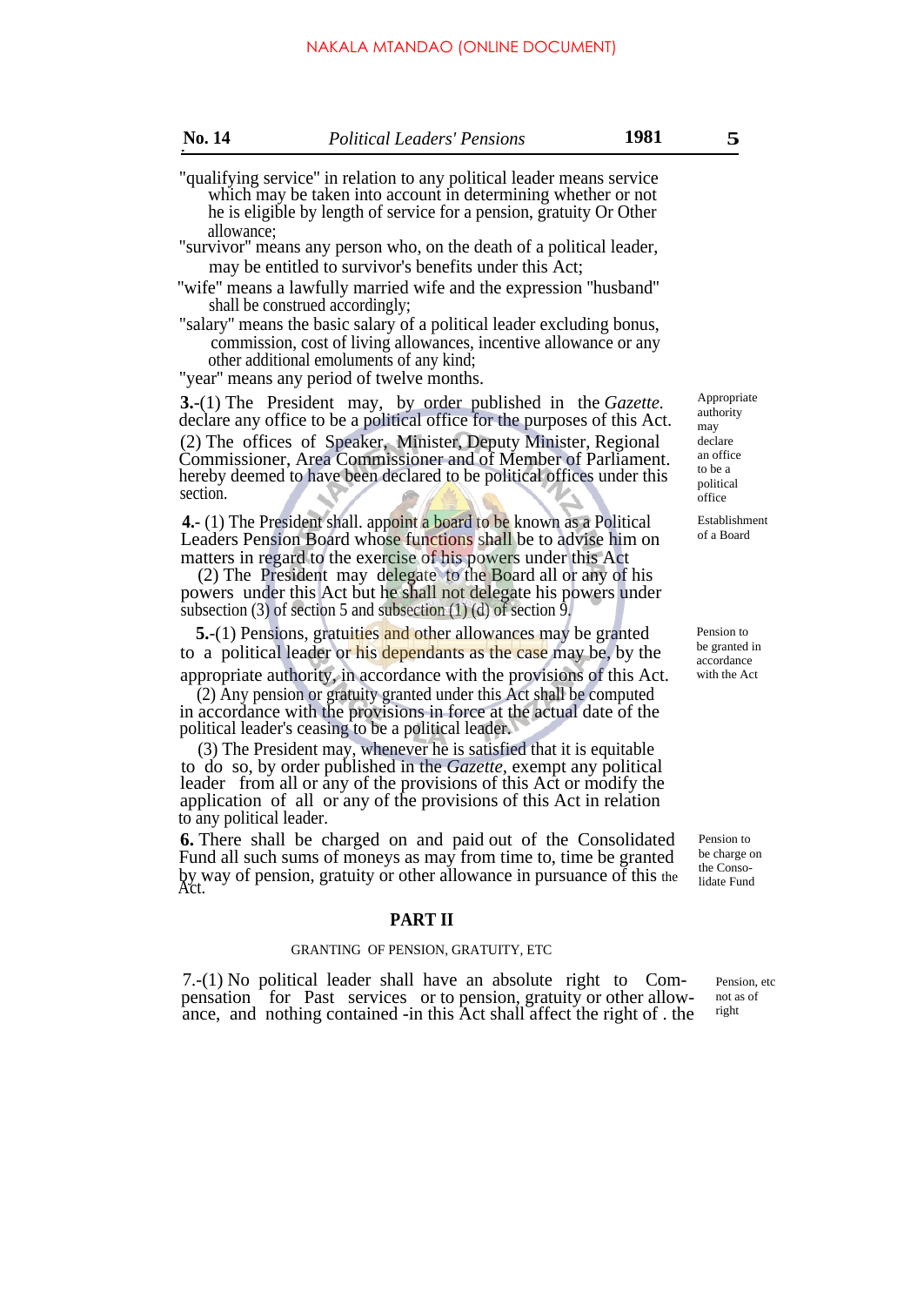"qualifying service" in relation to any political leader means service which may be taken into account in determining whether or not he is eligible by length of service for a pension, gratuity Or Other allowance;

"survivor" means any person who, on the death of a political leader, may be entitled to survivor's benefits under this Act;

"wife" means a lawfully married wife and the expression "husband" shall be construed accordingly;

"salary" means the basic salary of a political leader excluding bonus, commission, cost of living allowances, incentive allowance or any other additional emoluments of any kind;

"year" means any period of twelve months.

Appropriate authority may declare an office to be a political office

**3.**-(1) The President may, by order published in the *Gazette.* declare any office to be a political office for the purposes of this Act.

(2) The offices of Speaker, Minister, Deputy Minister, Regional Commissioner, Area Commissioner and of Member of Parliament. hereby deemed to have been declared to be political offices under this section.

Establishment of a Board

**4.**- (1) The President shall. appoint a board to be known as a Political Leaders Pension Board whose functions shall be to advise him on matters in regard to the exercise of his powers under this Act

(2) The President may delegate to the Board all or any of his powers under this Act but he shall not delegate his powers under subsection (3) of section 5 and subsection (1) (d) of section 9.

Pension to be granted in accordance with the Act

**5.**-(1) Pensions, gratuities and other allowances may be granted to a political leader or his dependants as the case may be, by the appropriate authority, in accordance with the provisions of this Act.

(2) Any pension or gratuity granted under this Act shall be computed in accordance with the provisions in force at the actual date of the political leader's ceasing to be a political leader.

(3) The President may, whenever he is satisfied that it is equitable to do so, by order published in the *Gazette*, exempt any political leader from all or any of the provisions of this Act or modify the application of all or any of the provisions of this Act in relation to any political leader.

Pension to be charge on the Consolidate Fund

**6.** There shall be charged on and paid out of the Consolidated Fund all such sums of moneys as may from time to, time be granted by way of pension, gratuity or other allowance in pursuance of this the Act.

## PART II

GRANTING OF PENSION, GRATUITY, ETC

Pension, etc not as of right

7.-(1) No political leader shall have an absolute right to Compensation for Past services or to pension, gratuity or other allowance, and nothing contained -in this Act shall affect the right of . the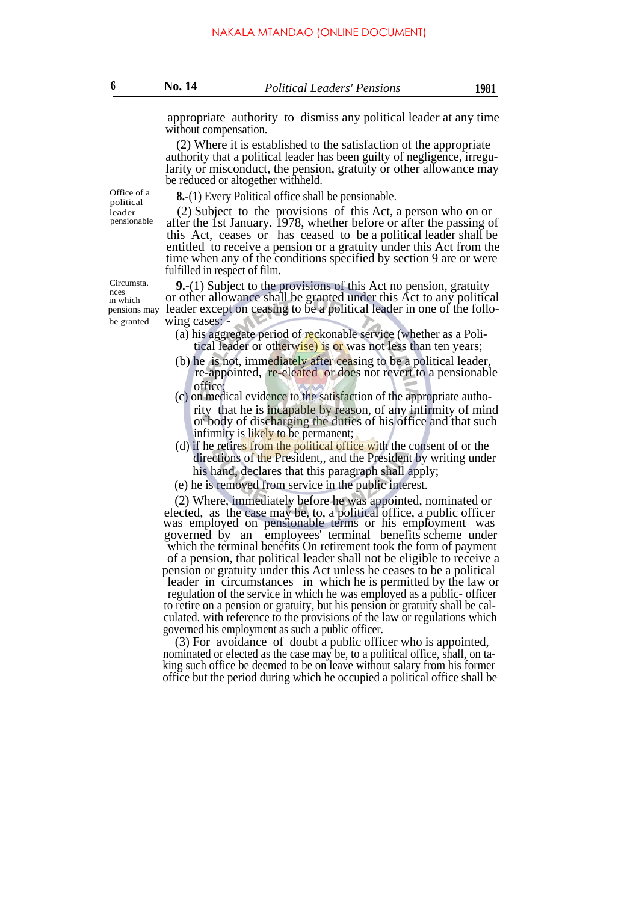appropriate authority to dismiss any political leader at any time without compensation.

(2) Where it is established to the satisfaction of the appropriate authority that a political leader has been guilty of negligence, irregularity or misconduct, the pension, gratuity or other allowance may be reduced or altogether withheld.

Office of a political leader pensionable

**8.**-(1) Every Political office shall be pensionable.

(2) Subject to the provisions of this Act, a person who on or after the 1st January. 1978, whether before or after the passing of this Act, ceases or has ceased to be a political leader shall be entitled to receive a pension or a gratuity under this Act from the time when any of the conditions specified by section 9 are or were fulfilled in respect of film.

Circumstances in which pensions may be granted

**9.**-(1) Subject to the provisions of this Act no pension, gratuity or other allowance shall be granted under this Act to any political leader except on ceasing to be a political leader in one of the following cases: -

(a) his aggregate period of reckonable service (whether as a Political leader or otherwise) is or was not less than ten years;

(b) he is not, immediately after ceasing to be a political leader, re-appointed, re-eleated or does not revert to a pensionable office;

(c) on medical evidence to the satisfaction of the appropriate authority that he is incapable by reason, of any infirmity of mind or body of discharging the duties of his office and that such infirmity is likely to be permanent;

(d) if he retires from the political office with the consent of or the directions of the President,, and the President by writing under his hand, declares that this paragraph shall apply;

(e) he is removed from service in the public interest.

(2) Where, immediately before he was appointed, nominated or elected, as the case may be, to, a political office, a public officer was employed on pensionable terms or his employment was governed by an employees' terminal benefits scheme under which the terminal benefits On retirement took the form of payment of a pension, that political leader shall not be eligible to receive a pension or gratuity under this Act unless he ceases to be a political leader in circumstances in which he is permitted by the law or regulation of the service in which he was employed as a public- officer to retire on a pension or gratuity, but his pension or gratuity shall be calculated. with reference to the provisions of the law or regulations which governed his employment as such a public officer.

(3) For avoidance of doubt a public officer who is appointed, nominated or elected as the case may be, to a political office, shall, on taking such office be deemed to be on leave without salary from his former office but the period during which he occupied a political office shall be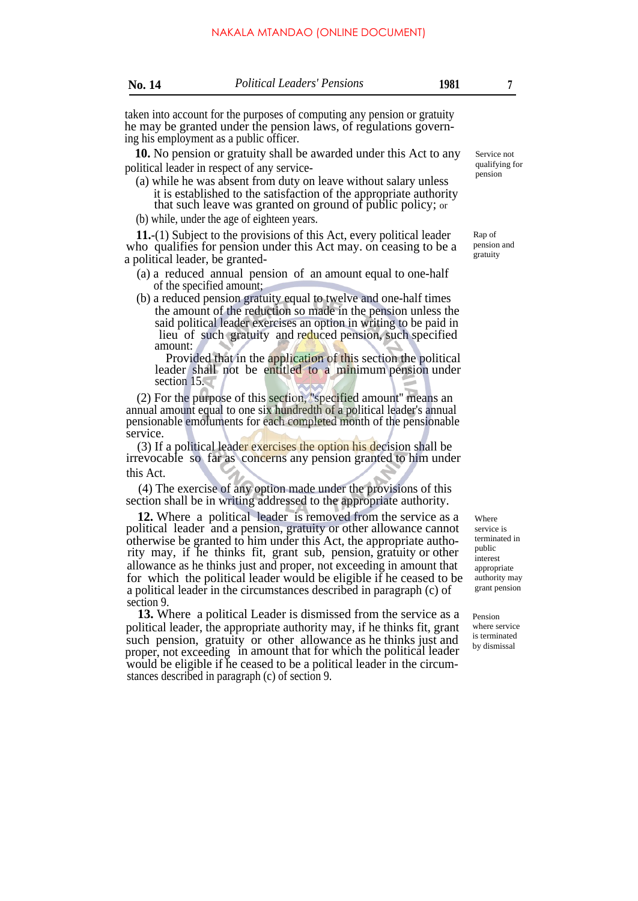taken into account for the purposes of computing any pension or gratuity he may be granted under the pension laws, of regulations governing his employment as a public officer.

Service not qualifying for pension

**10.** No pension or gratuity shall be awarded under this Act to any political leader in respect of any service-

(a) while he was absent from duty on leave without salary unless it is established to the satisfaction of the appropriate authority that such leave was granted on ground of public policy; or

(b) while, under the age of eighteen years.

Rap of pension and gratuity

**11.**-(1) Subject to the provisions of this Act, every political leader who qualifies for pension under this Act may. on ceasing to be a a political leader, be granted-

(a) a reduced annual pension of an amount equal to one-half of the specified amount;

(b) a reduced pension gratuity equal to twelve and one-half times the amount of the reduction so made in the pension unless the said political leader exercises an option in writing to be paid in lieu of such gratuity and reduced pension, such specified amount:

Provided that in the application of this section the political leader shall not be entitled to a minimum pension under section 15.

(2) For the purpose of this section, "specified amount" means an annual amount equal to one six hundredth of a political leader's annual pensionable emoluments for each completed month of the pensionable service.

(3) If a political leader exercises the option his decision shall be irrevocable so far as concerns any pension granted to him under this Act.

(4) The exercise of any option made under the provisions of this section shall be in writing addressed to the appropriate authority.

Where service is terminated in public interest appropriate authority may grant pension

**12.** Where a political leader is removed from the service as a political leader and a pension, gratuity or other allowance cannot otherwise be granted to him under this Act, the appropriate authority may, if he thinks fit, grant sub, pension, gratuity or other allowance as he thinks just and proper, not exceeding in amount that for which the political leader would be eligible if he ceased to be a political leader in the circumstances described in paragraph (c) of section 9.

Pension where service is terminated by dismissal

**13.** Where a political Leader is dismissed from the service as a political leader, the appropriate authority may, if he thinks fit, grant such pension, gratuity or other allowance as he thinks just and proper, not exceeding in amount that for which the political leader would be eligible if he ceased to be a political leader in the circumstances described in paragraph (c) of section 9.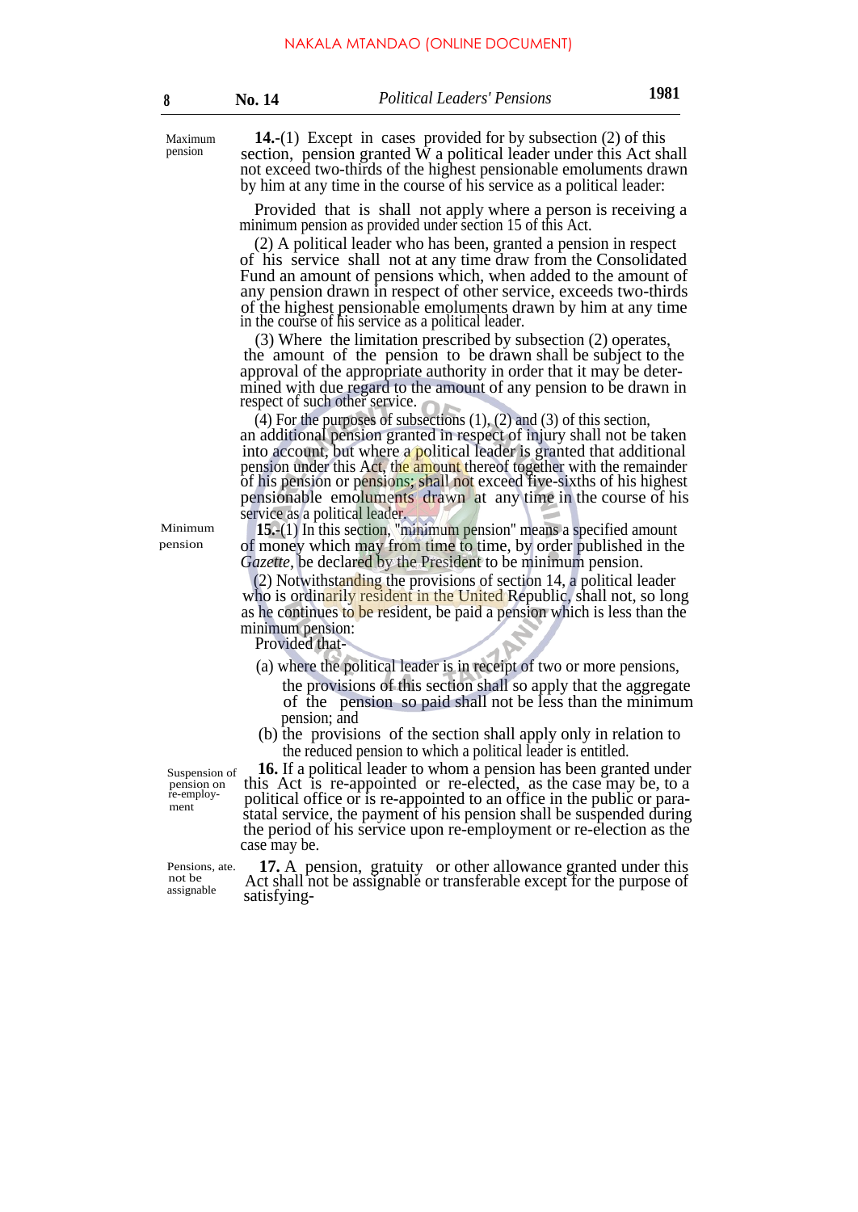**Maximum pension**

**14.**-(1) Except in cases provided for by subsection (2) of this section, pension granted W a political leader under this Act shall not exceed two-thirds of the highest pensionable emoluments drawn by him at any time in the course of his service as a political leader:

Provided that is shall not apply where a person is receiving a minimum pension as provided under section 15 of this Act.

(2) A political leader who has been, granted a pension in respect of his service shall not at any time draw from the Consolidated Fund an amount of pensions which, when added to the amount of any pension drawn in respect of other service, exceeds two-thirds of the highest pensionable emoluments drawn by him at any time in the course of his service as a political leader.

(3) Where the limitation prescribed by subsection (2) operates, the amount of the pension to be drawn shall be subject to the approval of the appropriate authority in order that it may be determined with due regard to the amount of any pension to be drawn in respect of such other service.

(4) For the purposes of subsections (1), (2) and (3) of this section, an additional pension granted in respect of injury shall not be taken into account, but where a political leader is granted that additional pension under this Act, the amount thereof together with the remainder of his pension or pensions; shall not exceed five-sixths of his highest pensionable emoluments drawn at any time in the course of his service as a political leader.

**Minimum pension**

**15.**-(1) In this section, "minimum pension" means a specified amount of money which may from time to time, by order published in the *Gazette*, be declared by the President to be minimum pension.

(2) Notwithstanding the provisions of section 14, a political leader who is ordinarily resident in the United Republic, shall not, so long as he continues to be resident, be paid a pension which is less than the minimum pension:

Provided that-

(a) where the political leader is in receipt of two or more pensions, the provisions of this section shall so apply that the aggregate of the pension so paid shall not be less than the minimum pension; and

(b) the provisions of the section shall apply only in relation to the reduced pension to which a political leader is entitled.

**Suspension of pension on re-employment**

**16.** If a political leader to whom a pension has been granted under this Act is re-appointed or re-elected, as the case may be, to a political office or is re-appointed to an office in the public or parastatal service, the payment of his pension shall be suspended during the period of his service upon re-employment or re-election as the case may be.

**Pensions, ate. not be assignable**

**17.** A pension, gratuity or other allowance granted under this Act shall not be assignable or transferable except for the purpose of satisfying-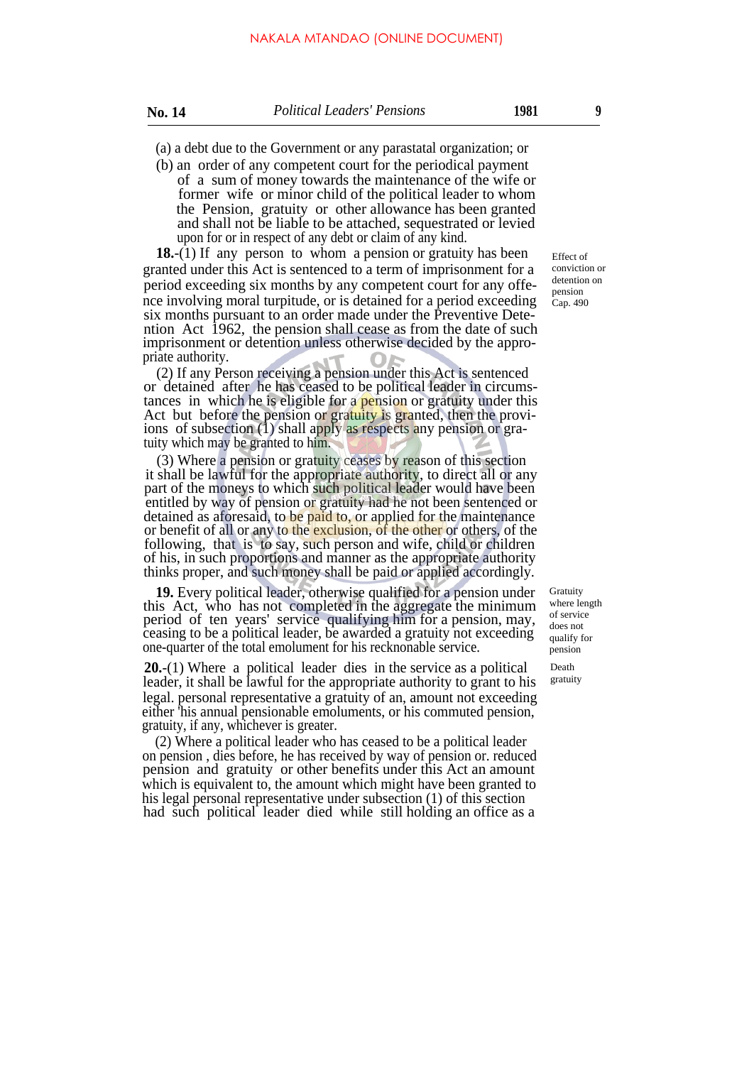(a) a debt due to the Government or any parastatal organization; or

(b) an order of any competent court for the periodical payment of a sum of money towards the maintenance of the wife or former wife or minor child of the political leader to whom the Pension, gratuity or other allowance has been granted and shall not be liable to be attached, sequestrated or levied upon for or in respect of any debt or claim of any kind.

Effect of conviction or detention on pension Cap. 490

**18.**-(1) If any person to whom a pension or gratuity has been granted under this Act is sentenced to a term of imprisonment for a period exceeding six months by any competent court for any offence involving moral turpitude, or is detained for a period exceeding six months pursuant to an order made under the Preventive Detention Act 1962, the pension shall cease as from the date of such imprisonment or detention unless otherwise decided by the appropriate authority.

(2) If any Person receiving a pension under this Act is sentenced or detained after he has ceased to be political leader in circumstances in which he is eligible for a pension or gratuity under this Act but before the pension or gratuity is granted, then the provisions of subsection (1) shall apply as respects any pension or gratuity which may be granted to him.

(3) Where a pension or gratuity ceases by reason of this section it shall be lawful for the appropriate authority, to direct all or any part of the moneys to which such political leader would have been entitled by way of pension or gratuity had he not been sentenced or detained as aforesaid, to be paid to, or applied for the maintenance or benefit of all or any to the exclusion, of the other or others, of the following, that is to say, such person and wife, child or children of his, in such proportions and manner as the appropriate authority thinks proper, and such money shall be paid or applied accordingly.

Gratuity where length of service does not qualify for pension

**19.** Every political leader, otherwise qualified for a pension under this Act, who has not completed in the aggregate the minimum period of ten years' service qualifying him for a pension, may, ceasing to be a political leader, be awarded a gratuity not exceeding one-quarter of the total emolument for his recknonable service.

Death gratuity

**20.**-(1) Where a political leader dies in the service as a political leader, it shall be lawful for the appropriate authority to grant to his legal. personal representative a gratuity of an, amount not exceeding either 'his annual pensionable emoluments, or his commuted pension, gratuity, if any, whichever is greater.

(2) Where a political leader who has ceased to be a political leader on pension , dies before, he has received by way of pension or. reduced pension and gratuity or other benefits under this Act an amount which is equivalent to, the amount which might have been granted to his legal personal representative under subsection (1) of this section had such political leader died while still holding an office as a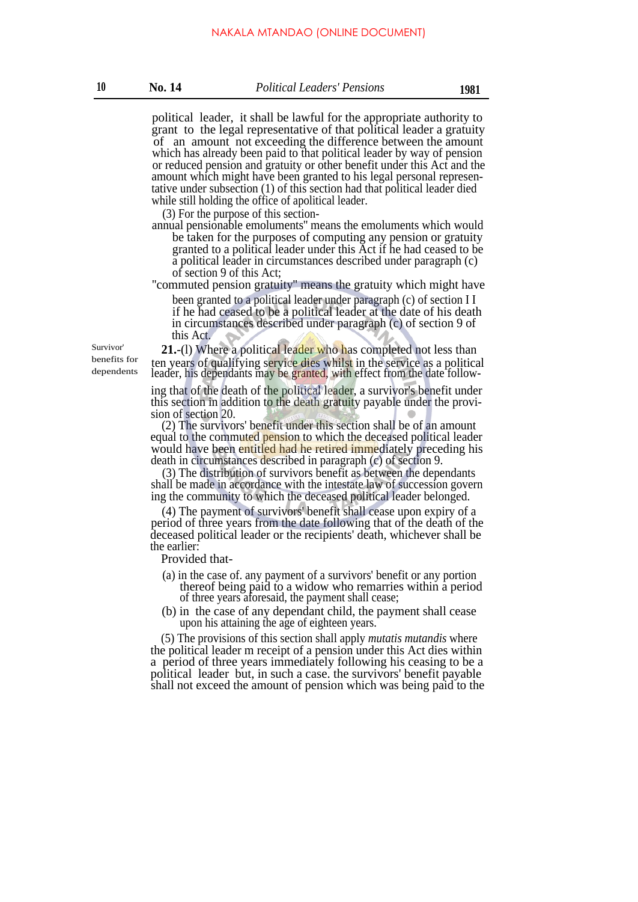political leader, it shall be lawful for the appropriate authority to grant to the legal representative of that political leader a gratuity of an amount not exceeding the difference between the amount which has already been paid to that political leader by way of pension or reduced pension and gratuity or other benefit under this Act and the amount which might have been granted to his legal personal representative under subsection (1) of this section had that political leader died while still holding the office of apolitical leader.

(3) For the purpose of this section-

annual pensionable emoluments" means the emoluments which would be taken for the purposes of computing any pension or gratuity granted to a political leader under this Act if he had ceased to be a political leader in circumstances described under paragraph (c) of section 9 of this Act;

"commuted pension gratuity" means the gratuity which might have been granted to a political leader under paragraph (c) of section I I if he had ceased to be a political leader at the date of his death in circumstances described under paragraph (c) of section 9 of this Act.

Survivor' benefits for dependents

**21.**-(l) Where a political leader who has completed not less than ten years of qualifying service dies whilst in the service as a political leader, his dependants may be granted, with effect from the date following that of the death of the political leader, a survivor's benefit under this section in addition to the death gratuity payable under the provision of section 20.

(2) The survivors' benefit under this section shall be of an amount equal to the commuted pension to which the deceased political leader would have been entitled had he retired immediately preceding his death in circumstances described in paragraph (c) of section 9.

(3) The distribution of survivors benefit as between the dependants shall be made in accordance with the intestate law of succession govern ing the community to which the deceased political leader belonged.

(4) The payment of survivors' benefit shall cease upon expiry of a period of three years from the date following that of the death of the deceased political leader or the recipients' death, whichever shall be the earlier:

Provided that-

(a) in the case of. any payment of a survivors' benefit or any portion thereof being paid to a widow who remarries within a period of three years aforesaid, the payment shall cease;

(b) in the case of any dependant child, the payment shall cease upon his attaining the age of eighteen years.

(5) The provisions of this section shall apply *mutatis mutandis* where the political leader m receipt of a pension under this Act dies within a period of three years immediately following his ceasing to be a political leader but, in such a case. the survivors' benefit payable shall not exceed the amount of pension which was being paid to the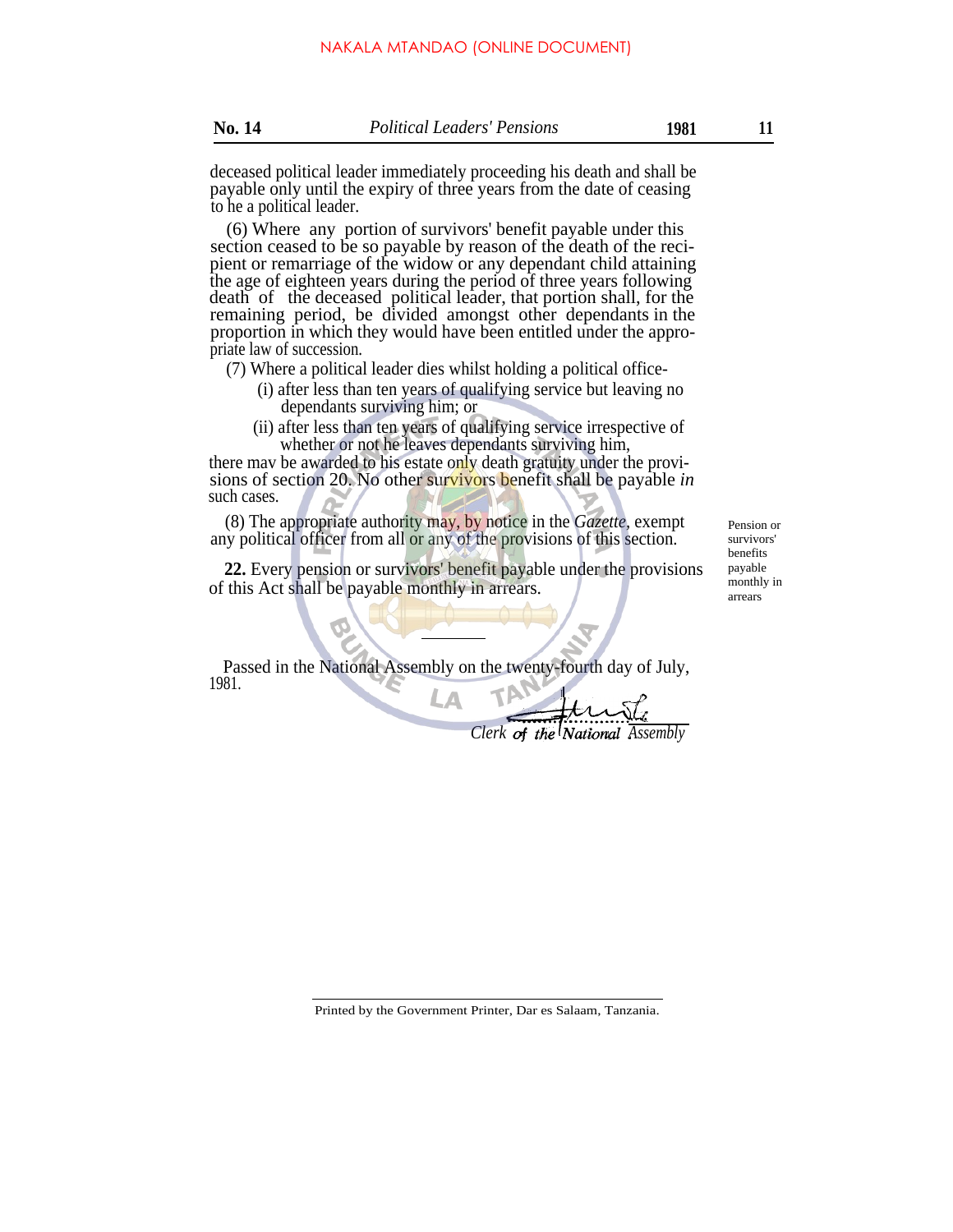deceased political leader immediately proceeding his death and shall be payable only until the expiry of three years from the date of ceasing to he a political leader.

(6) Where any portion of survivors' benefit payable under this section ceased to be so payable by reason of the death of the recipient or remarriage of the widow or any dependant child attaining the age of eighteen years during the period of three years following death of the deceased political leader, that portion shall, for the remaining period, be divided amongst other dependants in the proportion in which they would have been entitled under the appropriate law of succession.

(7) Where a political leader dies whilst holding a political office-

(i) after less than ten years of qualifying service but leaving no dependants surviving him; or

(ii) after less than ten years of qualifying service irrespective of whether or not he leaves dependants surviving him,

there mav be awarded to his estate only death gratuity under the provisions of section 20. No other survivors benefit shall be payable *in* such cases.

(8) The appropriate authority may, by notice in the *Gazette*, exempt any political officer from all or any of the provisions of this section.

Pension or survivors' benefits payable monthly in arrears

**22.** Every pension or survivors' benefit payable under the provisions of this Act shall be payable monthly in arrears.

---

Passed in the National Assembly on the twenty-fourth day of July, 1981.

*Clerk of the National Assembly*

Printed by the Government Printer, Dar es Salaam, Tanzania.